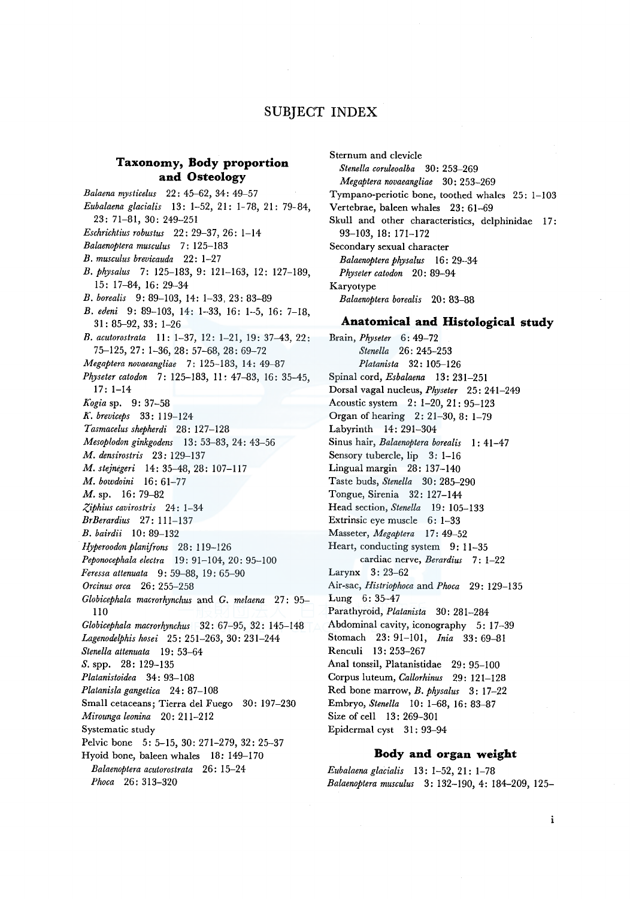# SUBJECT INDEX

## Taxonomy, Body proportion and Osteology

*Balaena mysticelus* 22: 45–62, 34: 49–57
*Eubalaena glacialis* 13: 1–52, 21: 1–78, 21: 79–84, 23: 71–81, 30: 249–251
*Eschrichtius robustus* 22: 29–37, 26: 1–14
*Balaenoptera musculus* 7: 125–183
*B. musculus brevicauda* 22: 1–27
*B. physalus* 7: 125–183, 9: 121–163, 12: 127–189, 15: 17–84, 16: 29–34
*B. borealis* 9: 89–103, 14: 1–33, 23: 83–89
*B. edeni* 9: 89–103, 14: 1–33, 16: 1–5, 16: 7–18, 31: 85–92, 33: 1–26
*B. acutorostrata* 11: 1–37, 12: 1–21, 19: 37–43, 22: 75–125, 27: 1–36, 28: 57–68, 28: 69–72
*Megaptera novaeangliae* 7: 125–183, 14: 49–87
*Physeter catodon* 7: 125–183, 11: 47–83, 16: 35–45, 17: 1–14
*Kogia* sp. 9: 37–58
*K. breviceps* 33: 119–124
*Tasmacelus shepherdi* 28: 127–128
*Mesoplodon ginkgodens* 13: 53–83, 24: 43–56
*M. densirostris* 23: 129–137
*M. stejnegeri* 14: 35–48, 28: 107–117
*M. bowdoini* 16: 61–77
*M.* sp. 16: 79–82
*Ziphius cavirostris* 24: 1–34
*BrBerardius* 27: 111–137
*B. bairdii* 10: 89–132
*Hyperoodon planifrons* 28: 119–126
*Peponocephala electra* 19: 91–104, 20: 95–100
*Feressa attenuata* 9: 59–88, 19: 65–90
*Orcinus orca* 26: 255–258
*Globicephala macrorhynchus* and *G. melaena* 27: 95–110
*Globicephala macrorhynchus* 32: 67–95, 32: 145–148
*Lagenodelphis hosei* 25: 251–263, 30: 231–244
*Stenella attenuata* 19: 53–64
*S.* spp. 28: 129–135
*Platanistoidea* 34: 93–108
*Platanisla gangetica* 24: 87–108
Small cetaceans; Tierra del Fuego 30: 197–230
*Mirounga leonina* 20: 211–212
Systematic study
Pelvic bone 5: 5–15, 30: 271–279, 32: 25–37
Hyoid bone, baleen whales 18: 149–170
  *Balaenoptera acutorostrata* 26: 15–24
  *Phoca* 26: 313–320
Sternum and clevicle
  *Stenella coruleoalba* 30: 253–269
  *Megaptera novaeangliae* 30: 253–269
Tympano-periotic bone, toothed whales 25: 1–103
Vertebrae, baleen whales 23: 61–69
Skull and other characteristics, delphinidae 17: 93–103, 18: 171–172
Secondary sexual character
  *Balaenoptera physalus* 16: 29–34
  *Physeter catodon* 20: 89–94
Karyotype
  *Balaenoptera borealis* 20: 83–88

## Anatomical and Histological study

Brain, *Physeter* 6: 49–72
  *Stenella* 26: 245–253
  *Platanista* 32: 105–126
Spinal cord, *Esbalaena* 13: 231–251
Dorsal vagal nucleus, *Physeter* 25: 241–249
Acoustic system 2: 1–20, 21: 95–123
Organ of hearing 2: 21–30, 8: 1–79
Labyrinth 14: 291–304
Sinus hair, *Balaenoptera borealis* 1: 41–47
Sensory tubercle, lip 3: 1–16
Lingual margin 28: 137–140
Taste buds, *Stenella* 30: 285–290
Tongue, Sirenia 32: 127–144
Head section, *Stenella* 19: 105–133
Extrinsic eye muscle 6: 1–33
Masseter, *Megaptera* 17: 49–52
Heart, conducting system 9: 11–35
  cardiac nerve, *Berardius* 7: 1–22
Larynx 3: 23–62
Air-sac, *Histriophoca* and *Phoca* 29: 129–135
Lung 6: 35–47
Parathyroid, *Platanista* 30: 281–284
Abdominal cavity, iconography 5: 17–39
Stomach 23: 91–101, *Inia* 33: 69–81
Renculi 13: 253–267
Anal tonssil, Platanistidae 29: 95–100
Corpus luteum, *Callorhinus* 29: 121–128
Red bone marrow, *B. physalus* 3: 17–22
Embryo, *Stenella* 10: 1–68, 16: 83–87
Size of cell 13: 269–301
Epidermal cyst 31: 93–94

## Body and organ weight

*Eubalaena glacialis* 13: 1–52, 21: 1–78
*Balaenoptera musculus* 3: 132–190, 4: 184–209, 125–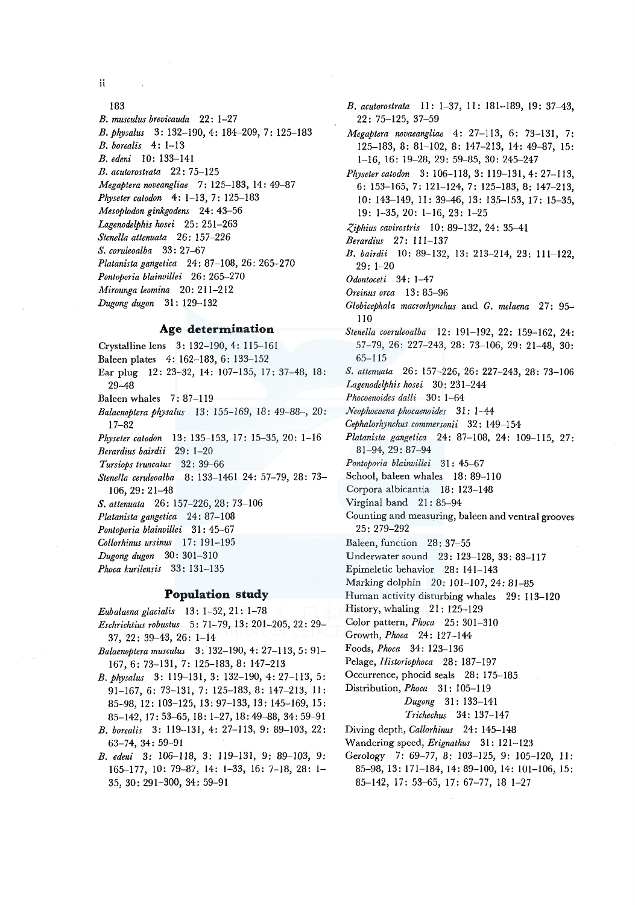183

*B. musculus brevicauda* 22: 1–27

*B. physalus* 3: 132–190, 4: 184–209, 7: 125–183

*B. borealis* 4: 1–13

*B. edeni* 10: 133–141

*B. acutorostrata* 22: 75–125

*Megaptera noveangliae* 7: 125–183, 14: 49–87

*Physeter catodon* 4: 1–13, 7: 125–183

*Mesoplodon ginkgodens* 24: 43–56

*Lagenodelphis hosei* 25: 251–263

*Stenella attenuata* 26: 157–226

*S. coruleoalba* 33: 27–67

*Platanista gangetica* 24: 87–108, 26: 265–270

*Pontoporia blainvillei* 26: 265–270

*Mirounga leomina* 20: 211–212

*Dugong dugon* 31: 129–132

## Age determination

Crystalline lens 3: 132–190, 4: 115–161

Baleen plates 4: 162–183, 6: 133–152

Ear plug 12: 23–32, 14: 107–135, 17: 37–48, 18: 29–48

Baleen whales 7: 87–119

*Balaenoptera physalus* 13: 155–169, 18: 49–88–, 20: 17–82

*Physeter catodon* 13: 135–153, 17: 15–35, 20: 1–16

*Berardius bairdii* 29: 1–20

*Tursiops truncatus* 32: 39–66

*Stenella ceruleoalba* 8: 133–1461 24: 57–79, 28: 73–106, 29: 21–48

*S. attenuata* 26: 157–226, 28: 73–106

*Platanista gangetica* 24: 87–108

*Pontoporia blainvillei* 31: 45–67

*Collorhinus ursinus* 17: 191–195

*Dugong dugon* 30: 301–310

*Phoca kurilensis* 33: 131–135

## Population study

*Eubalaena glacialis* 13: 1–52, 21: 1–78

*Eschrichtius robustus* 5: 71–79, 13: 201–205, 22: 29–37, 22: 39–43, 26: 1–14

*Balaenoptera musculus* 3: 132–190, 4: 27–113, 5: 91–167, 6: 73–131, 7: 125–183, 8: 147–213

*B. physalus* 3: 119–131, 3: 132–190, 4: 27–113, 5: 91–167, 6: 73–131, 7: 125–183, 8: 147–213, 11: 85–98, 12: 103–125, 13: 97–133, 13: 145–169, 15: 85–142, 17: 53–65, 18: 1–27, 18: 49–88, 34: 59–91

*B. borealis* 3: 119–131, 4: 27–113, 9: 89–103, 22: 63–74, 34: 59–91

*B. edeni* 3: 106–118, 3: 119–131, 9: 89–103, 9: 165–177, 10: 79–87, 14: 1–33, 16: 7–18, 28: 1–35, 30: 291–300, 34: 59–91

*B. acutorostrata* 11: 1–37, 11: 181–189, 19: 37–43, 22: 75–125, 37–59

*Megaptera novaeangliae* 4: 27–113, 6: 73–131, 7: 125–183, 8: 81–102, 8: 147–213, 14: 49–87, 15: 1–16, 16: 19–28, 29: 59–85, 30: 245–247

*Physeter catodon* 3: 106–118, 3: 119–131, 4: 27–113, 6: 153–165, 7: 121–124, 7: 125–183, 8: 147–213, 10: 143–149, 11: 39–46, 13: 135–153, 17: 15–35, 19: 1–35, 20: 1–16, 23: 1–25

*Ziphius cavirostris* 10: 89–132, 24: 35–41

*Berardius* 27: 111–137

*B. bairdii* 10: 89–132, 13: 213–214, 23: 111–122, 29: 1–20

*Odontoceti* 34: 1–47

*Oreinus orca* 13: 85–96

*Globicephala macrorhynchus* and *G. melaena* 27: 95–110

*Stenella coeruleoalba* 12: 191–192, 22: 159–162, 24: 57–79, 26: 227–243, 28: 73–106, 29: 21–48, 30: 65–115

*S. attenuata* 26: 157–226, 26: 227–243, 28: 73–106

*Lagenodelphis hosei* 30: 231–244

*Phocoenoides dalli* 30: 1–64

*Neophocaena phocaenoides* 31: 1–44

*Cephalorhynchus commersonii* 32: 149–154

*Platanista gangetica* 24: 87–108, 24: 109–115, 27: 81–94, 29: 87–94

*Pontoporia blainvillei* 31: 45–67

School, baleen whales 18: 89–110

Corpora albicantia 18: 123–148

Virginal band 21: 85–94

Counting and measuring, baleen and ventral grooves 25: 279–292

Baleen, function 28: 37–55

Underwater sound 23: 123–128, 33: 83–117

Epimeletic behavior 28: 141–143

Marking dolphin 20: 101–107, 24: 81–85

Human activity disturbing whales 29: 113–120

History, whaling 21: 125–129

Color pattern, *Phoca* 25: 301–310

Growth, *Phoca* 24: 127–144

Foods, *Phoca* 34: 123–136

Pelage, *Historiophoca* 28: 187–197

Occurrence, phocid seals 28: 175–185

Distribution, *Phoca* 31: 105–119

*Dugong* 31: 133–141

*Trichechus* 34: 137–147

Diving depth, *Callorhinus* 24: 145–148

Wandering speed, *Erignathus* 31: 121–123

Gerology 7: 69–77, 8: 103–125, 9: 105–120, 11: 85–98, 13: 171–184, 14: 89–100, 14: 101–106, 15: 85–142, 17: 53–65, 17: 67–77, 18 1–27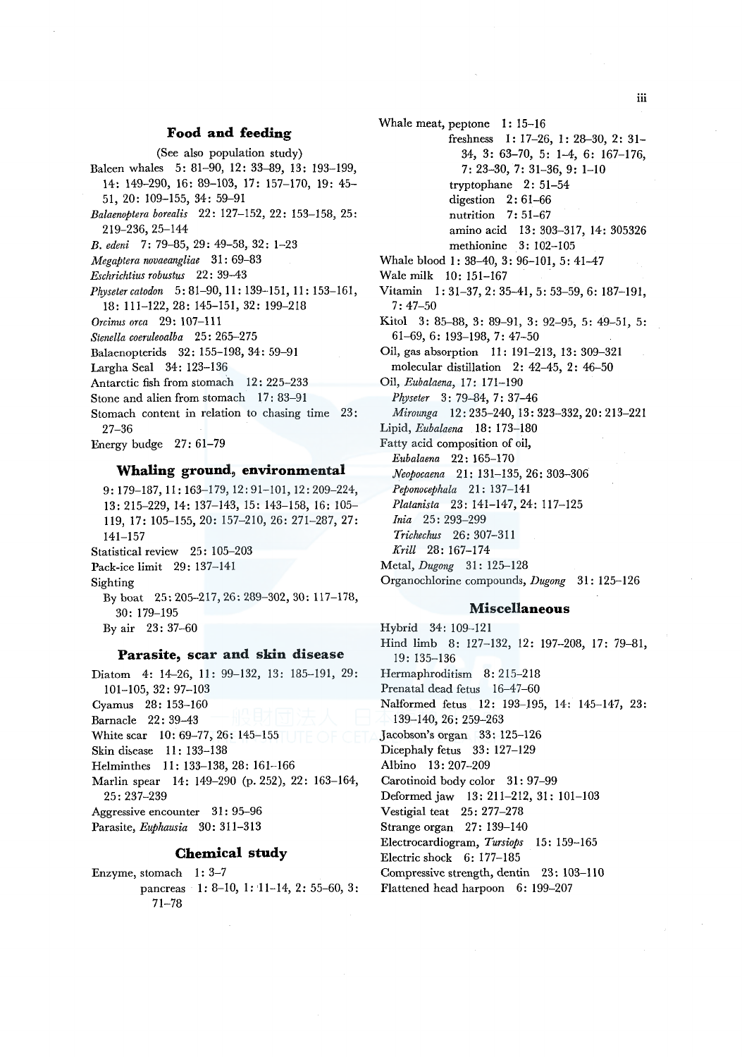## Food and feeding

(See also population study)

Baleen whales 5: 81–90, 12: 33–89, 13: 193–199, 14: 149–290, 16: 89–103, 17: 157–170, 19: 45–51, 20: 109–155, 34: 59–91

*Balaenoptera borealis* 22: 127–152, 22: 153–158, 25: 219–236, 25–144

*B. edeni* 7: 79–85, 29: 49–58, 32: 1–23

*Megaptera novaeangliae* 31: 69–83

*Eschrichtius robustus* 22: 39–43

*Physeter catodon* 5: 81–90, 11: 139–151, 11: 153–161, 18: 111–122, 28: 145–151, 32: 199–218

*Orcinus orca* 29: 107–111

*Stenella coeruleoalba* 25: 265–275

Balaenopterids 32: 155–198, 34: 59–91

Largha Seal 34: 123–136

Antarctic fish from stomach 12: 225–233

Stone and alien from stomach 17: 83–91

Stomach content in relation to chasing time 23: 27–36

Energy budge 27: 61–79

## Whaling ground, environmental

9: 179–187, 11: 163–179, 12: 91–101, 12: 209–224, 13: 215–229, 14: 137–143, 15: 143–158, 16: 105–119, 17: 105–155, 20: 157–210, 26: 271–287, 27: 141–157

Statistical review 25: 105–203

Pack-ice limit 29: 137–141

Sighting

By boat 25: 205–217, 26: 289–302, 30: 117–178, 30: 179–195

By air 23: 37–60

## Parasite, scar and skin disease

Diatom 4: 14–26, 11: 99–132, 13: 185–191, 29: 101–105, 32: 97–103

Cyamus 28: 153–160

Barnacle 22: 39–43

White scar 10: 69–77, 26: 145–155

Skin disease 11: 133–138

Helminthes 11: 133–138, 28: 161–166

Marlin spear 14: 149–290 (p. 252), 22: 163–164, 25: 237–239

Aggressive encounter 31: 95–96

Parasite, *Euphausia* 30: 311–313

## Chemical study

Enzyme, stomach 1: 3–7

pancreas 1: 8–10, 1: 11–14, 2: 55–60, 3: 71–78

Whale meat, peptone 1: 15–16

freshness 1: 17–26, 1: 28–30, 2: 31–34, 3: 63–70, 5: 1–4, 6: 167–176, 7: 23–30, 7: 31–36, 9: 1–10

tryptophane 2: 51–54

digestion 2: 61–66

nutrition 7: 51–67

amino acid 13: 303–317, 14: 305326

methionine 3: 102–105

Whale blood 1: 38–40, 3: 96–101, 5: 41–47

Wale milk 10: 151–167

Vitamin 1: 31–37, 2: 35–41, 5: 53–59, 6: 187–191, 7: 47–50

Kitol 3: 85–88, 3: 89–91, 3: 92–95, 5: 49–51, 5: 61–69, 6: 193–198, 7: 47–50

Oil, gas absorption 11: 191–213, 13: 309–321

molecular distillation 2: 42–45, 2: 46–50

Oil, *Eubalaena*, 17: 171–190

*Physeter* 3: 79–84, 7: 37–46

*Mirounga* 12: 235–240, 13: 323–332, 20: 213–221

Lipid, *Eubalaena* 18: 173–180

Fatty acid composition of oil,

*Eubalaena* 22: 165–170

*Neopocaena* 21: 131–135, 26: 303–306

*Peponocephala* 21: 137–141

*Platanista* 23: 141–147, 24: 117–125

*Inia* 25: 293–299

*Trichechus* 26: 307–311

*Krill* 28: 167–174

Metal, *Dugong* 31: 125–128

Organochlorine compounds, *Dugong* 31: 125–126

## Miscellaneous

Hybrid 34: 109–121

Hind limb 8: 127–132, 12: 197–208, 17: 79–81, 19: 135–136

Hermaphroditism 8: 215–218

Prenatal dead fetus 16–47–60

Nalformed fetus 12: 193–195, 14: 145–147, 23: 139–140, 26: 259–263

Jacobson's organ 33: 125–126

Dicephaly fetus 33: 127–129

Albino 13: 207–209

Carotinoid body color 31: 97–99

Deformed jaw 13: 211–212, 31: 101–103

Vestigial teat 25: 277–278

Strange organ 27: 139–140

Electrocardiogram, *Tursiops* 15: 159–165

Electric shock 6: 177–185

Compressive strength, dentin 23: 103–110

Flattened head harpoon 6: 199–207